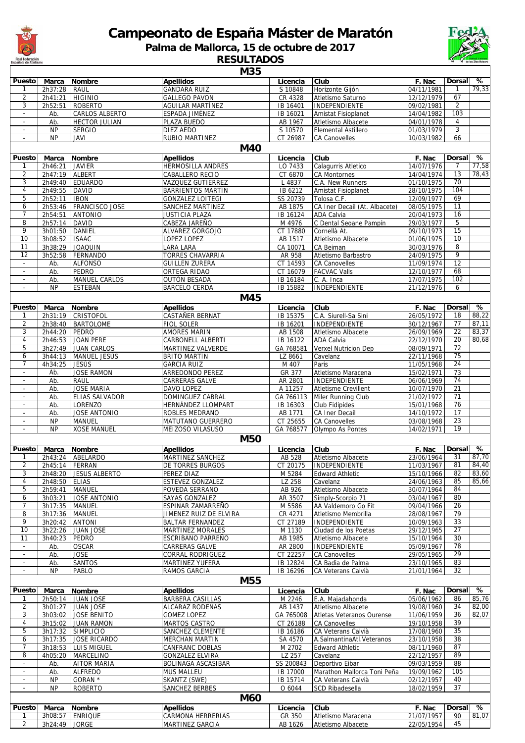# Campeonato de España Máster de Maratón

## Palma de Mallorca, 15 de octubre de 2017

## RESULTADOS

### M35

| Puesto | Marca | Nombre | Apellidos | Licencia | Club | F. Nac | Dorsal | % |
|---|---|---|---|---|---|---|---|---|
| 1 | 2h37:28 | RAUL | GANDARA RUIZ | S 10848 | Horizonte Gijón | 04/11/1981 | 1 | 79,33 |
| 2 | 2h41:21 | HIGINIO | GALLEGO PAVON | CR 4328 | Atletismo Saturno | 12/12/1979 | 67 | |
| 3 | 2h52:51 | ROBERTO | AGUILAR MARTÍNEZ | IB 16401 | INDEPENDIENTE | 09/02/1981 | 2 | |
| - | Ab. | CARLOS ALBERTO | ESPADA JIMÉNEZ | IB 16021 | Amistat Fisioplanet | 14/04/1982 | 103 | |
| - | Ab. | HECTOR JULIAN | PLAZA BUEDO | AB 1967 | Atletismo Albacete | 04/01/1978 | 4 | |
| - | NP | SERGIO | DIEZ AEDO | S 10570 | Elemental Astillero | 01/03/1979 | 3 | |
| - | NP | JAVI | RUBIO MARTINEZ | CT 26987 | CA Canovelles | 10/03/1982 | 66 | |

### M40

| Puesto | Marca | Nombre | Apellidos | Licencia | Club | F. Nac | Dorsal | % |
|---|---|---|---|---|---|---|---|---|
| 1 | 2h46:21 | JAVIER | HERMOSILLA ANDRES | LO 7433 | Calagurris Atletico | 14/07/1976 | 7 | 77,58 |
| 2 | 2h47:19 | ALBERT | CABALLERO RECIO | CT 6870 | CA Montornes | 14/04/1974 | 13 | 78,43 |
| 3 | 2h49:40 | EDUARDO | VAZQUEZ GUTIERREZ | L 4837 | C.A. New Runners | 01/10/1975 | 70 | |
| 4 | 2h49:55 | DAVID | BARRIENTOS MARTÍN | IB 6212 | Amistat Fisioplanet | 28/10/1975 | 104 | |
| 5 | 2h52:11 | IBON | GONZALEZ LOITEGI | SS 20739 | Tolosa C.F. | 12/09/1977 | 69 | |
| 6 | 2h53:46 | FRANCISCO JOSE | SANCHEZ MARTINEZ | AB 1875 | CA Iner Decail (At. Albacete) | 08/05/1975 | 11 | |
| 7 | 2h54:51 | ANTONIO | JUSTICIA PLAZA | IB 16124 | ADA Calvia | 20/04/1973 | 16 | |
| 8 | 2h57:14 | DAVID | CABEZA JAREÑO | M 4976 | C Dental Seoane Pampín | 29/03/1977 | 5 | |
| 9 | 3h01:50 | DANIEL | ALVAREZ GORGOJO | CT 17880 | Cornellà At. | 09/10/1973 | 15 | |
| 10 | 3h08:52 | ISAAC | LOPEZ LOPEZ | AB 1517 | Atletismo Albacete | 01/06/1975 | 10 | |
| 11 | 3h38:29 | JOAQUIN | LARA LARA | CA 10071 | CA Beiman | 30/03/1976 | 8 | |
| 12 | 3h52:58 | FERNANDO | TORRES CHAVARRIA | AR 958 | Atletismo Barbastro | 24/09/1975 | 9 | |
| - | Ab. | ALFONSO | GUILLEN ZURERA | CT 14593 | CA Canovelles | 11/09/1974 | 12 | |
| - | Ab. | PEDRO | ORTEGA RIDAO | CT 16079 | FACVAC Valls | 12/10/1977 | 68 | |
| - | Ab. | MANUEL CARLOS | OUTÓN BESADA | IB 16184 | C. A. Inca | 17/07/1975 | 102 | |
| - | NP | ESTEBAN | BARCELO CERDA | IB 15882 | INDEPENDIENTE | 21/12/1976 | 6 | |

### M45

| Puesto | Marca | Nombre | Apellidos | Licencia | Club | F. Nac | Dorsal | % |
|---|---|---|---|---|---|---|---|---|
| 1 | 2h31:19 | CRISTOFOL | CASTAÑER BERNAT | IB 15375 | C.A. Siurell-Sa Sini | 26/05/1972 | 18 | 88,22 |
| 2 | 2h38:40 | BARTOLOME | FIOL SOLER | IB 16201 | INDEPENDIENTE | 30/12/1967 | 77 | 87,11 |
| 3 | 2h44:20 | PEDRO | AMORES MARIN | AB 1508 | Atletismo Albacete | 26/09/1969 | 22 | 83,37 |
| 4 | 2h46:53 | JOAN PERE | CARBONELL ALBERTI | IB 16122 | ADA Calvia | 22/12/1970 | 20 | 80,68 |
| 5 | 3h27:49 | JUAN CARLOS | MARTINEZ VALVERDE | GA 768581 | Verxel Nutricion Dep | 08/09/1971 | 72 | |
| 6 | 3h44:13 | MANUEL JESÚS | BRITO MARTÍN | LZ 8661 | Cavelanz | 22/11/1968 | 75 | |
| 7 | 4h34:25 | JESÚS | GARCIA RUIZ | M 407 | Paris | 11/05/1968 | 24 | |
| - | Ab. | JOSE RAMON | ARREDONDO PEREZ | GR 377 | Atletismo Maracena | 15/02/1971 | 73 | |
| - | Ab. | RAUL | CARRERAS GALVE | AR 2801 | INDEPENDIENTE | 06/06/1969 | 74 | |
| - | Ab. | JOSE MARIA | DAVO LOPEZ | A 11257 | Atletisme Crevillent | 10/07/1970 | 21 | |
| - | Ab. | ELIAS SALVADOR | DOMINGUEZ CABRAL | GA 766113 | Miler Running Club | 21/02/1972 | 71 | |
| - | Ab. | LORENZO | HERNÁNDEZ LLOMPART | IB 16303 | Club Fidipides | 15/01/1968 | 76 | |
| - | Ab. | JOSE ANTONIO | ROBLES MEDRANO | AB 1771 | CA Iner Decail | 14/10/1972 | 17 | |
| - | NP | MANUEL | MATUTANO GUERRERO | CT 25655 | CA Canovelles | 03/08/1968 | 23 | |
| - | NP | XOSE MANUEL | MEIZOSO VILASUSO | GA 768577 | Olympo As Pontes | 14/02/1971 | 19 | |

### M50

| Puesto | Marca | Nombre | Apellidos | Licencia | Club | F. Nac | Dorsal | % |
|---|---|---|---|---|---|---|---|---|
| 1 | 2h43:24 | ABELARDO | MARTINEZ SANCHEZ | AB 528 | Atletismo Albacete | 23/06/1964 | 31 | 87,70 |
| 2 | 2h45:14 | FERRAN | DE TORRES BURGOS | CT 20175 | INDEPENDIENTE | 11/03/1967 | 81 | 84,40 |
| 3 | 2h48:20 | JESUS ALBERTO | PEREZ DIAZ | M 5284 | Edward Athletic | 15/10/1966 | 82 | 83,60 |
| 4 | 2h48:50 | ELIAS | ESTEVEZ GONZALEZ | LZ 258 | Cavelanz | 24/06/1963 | 85 | 85,66 |
| 5 | 2h59:41 | MANUEL | POVEDA SERRANO | AB 926 | Atletismo Albacete | 30/07/1964 | 84 | |
| 6 | 3h03:21 | JOSE ANTONIO | SAYAS GONZALEZ | AR 3507 | Simply-Scorpio 71 | 03/04/1967 | 80 | |
| 7 | 3h17:35 | MANUEL | ESPINAR ZAMARREÑO | M 5586 | AA Valdemoro Go Fit | 09/04/1966 | 26 | |
| 8 | 3h17:36 | MANUEL | JIMENEZ RUIZ DE ELVIRA | CR 4271 | Atletismo Membrilla | 28/08/1967 | 79 | |
| 9 | 3h20:42 | ANTONI | BALTAR FERNANDEZ | CT 27189 | INDEPENDIENTE | 10/09/1963 | 33 | |
| 10 | 3h22:26 | JUAN JOSE | MARTINEZ MORALES | M 1130 | Ciudad de los Poetas | 29/12/1965 | 27 | |
| 11 | 3h40:23 | PEDRO | ESCRIBANO PARREÑO | AB 1985 | Atletismo Albacete | 15/10/1964 | 30 | |
| - | Ab. | OSCAR | CARRERAS GALVE | AR 2800 | INDEPENDIENTE | 05/09/1967 | 78 | |
| - | Ab. | JOSE | CORRAL RODRIGUEZ | CT 22257 | CA Canovelles | 29/05/1965 | 29 | |
| - | Ab. | SANTOS | MARTINEZ YUFERA | IB 12824 | CA Badia de Palma | 23/10/1965 | 83 | |
| - | NP | PABLO | RAMOS GARCIA | IB 16296 | CA Veterans Calvià | 21/01/1964 | 32 | |

### M55

| Puesto | Marca | Nombre | Apellidos | Licencia | Club | F. Nac | Dorsal | % |
|---|---|---|---|---|---|---|---|---|
| 1 | 2h50:14 | JUAN JOSE | BARBERA CASILLAS | M 2246 | E.A. Majadahonda | 05/06/1962 | 86 | 85,76 |
| 2 | 3h01:27 | JUAN JOSE | ALCARAZ RODENAS | AB 1437 | Atletismo Albacete | 19/08/1960 | 34 | 82,00 |
| 3 | 3h03:02 | JOSE BENITO | GOMEZ LOPEZ | GA 765008 | Atletas Veteranos Ourense | 11/06/1959 | 36 | 82,07 |
| 4 | 3h15:02 | JUAN RAMON | MARTOS CASTRO | CT 26188 | CA Canovelles | 19/10/1958 | 39 | |
| 5 | 3h17:32 | SIMPLICIO | SANCHEZ CLEMENTE | IB 16186 | CA Veterans Calvià | 17/08/1960 | 35 | |
| 6 | 3h17:35 | JOSE RICARDO | MERCHAN MARTIN | SA 4570 | A.SalmantinaAtl.Veteranos | 23/10/1958 | 38 | |
| 7 | 3h18:53 | LUIS MIGUEL | CANFRANC DOBLAS | M 2702 | Edward Athletic | 08/11/1960 | 87 | |
| 8 | 4h05:20 | MARCELINO | GONZALEZ ELVIRA | LZ 257 | Cavelanz | 22/12/1957 | 89 | |
| - | Ab. | AITOR MARIA | BOLINAGA ASCASIBAR | SS 200843 | Deportivo Eibar | 09/03/1959 | 88 | |
| - | Ab. | ALFREDO | MUS MALLEU | IB 17000 | Marathon Mallorca Toni Peña | 19/09/1962 | 105 | |
| - | NP | GORAN * | SKANTZ (SWE) | IB 15714 | CA Veterans Calvià | 02/12/1957 | 40 | |
| - | NP | ROBERTO | SANCHEZ BERBES | O 6044 | SCD Ribadesella | 18/02/1959 | 37 | |

### M60

| Puesto | Marca | Nombre | Apellidos | Licencia | Club | F. Nac | Dorsal | % |
|---|---|---|---|---|---|---|---|---|
| 1 | 3h08:57 | ENRIQUE | CARMONA HERRERIAS | GR 350 | Atletismo Maracena | 21/07/1957 | 90 | 81,07 |
| 2 | 3h24:49 | JORGE | MARTINEZ GARCIA | AB 1626 | Atletismo Albacete | 22/05/1954 | 45 | |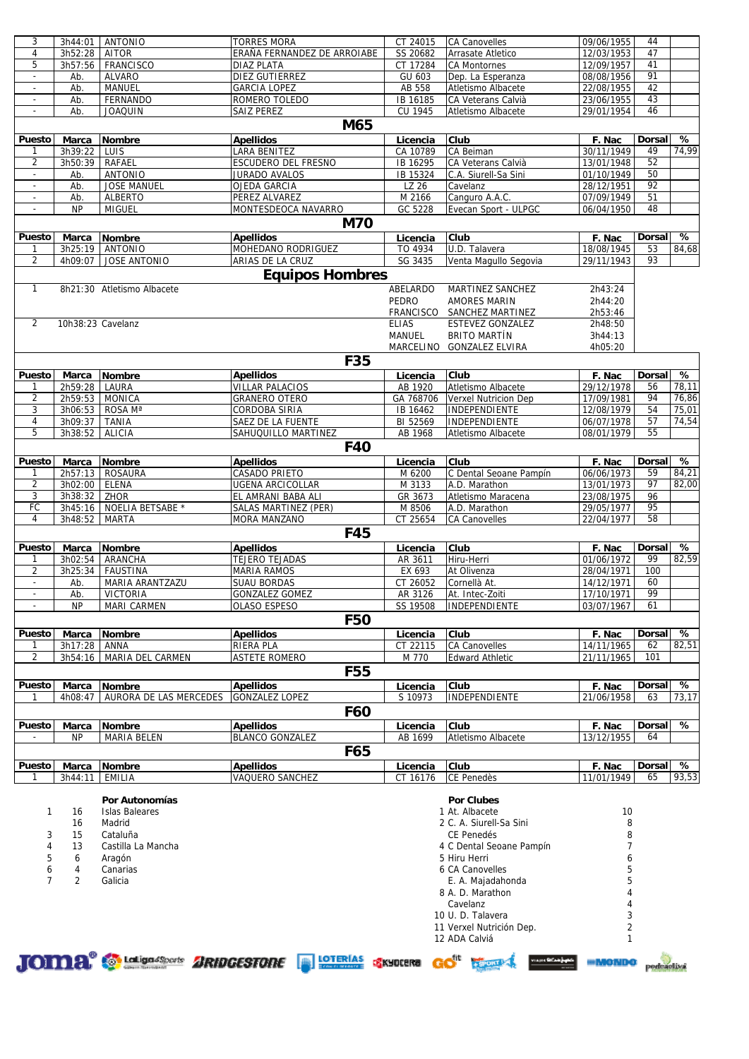| | | | | | | | | |
|---|---|---|---|---|---|---|---|---|
| 3 | 3h44:01 | ANTONIO | TORRES MORA | CT 24015 | CA Canovelles | 09/06/1955 | 44 | |
| 4 | 3h52:28 | AITOR | ERAÑA FERNANDEZ DE ARROIABE | SS 20682 | Arrasate Atletico | 12/03/1953 | 47 | |
| 5 | 3h57:56 | FRANCISCO | DIAZ PLATA | CT 17284 | CA Montornes | 12/09/1957 | 41 | |
| - | Ab. | ALVARO | DIEZ GUTIERREZ | GU 603 | Dep. La Esperanza | 08/08/1956 | 91 | |
| - | Ab. | MANUEL | GARCIA LOPEZ | AB 558 | Atletismo Albacete | 22/08/1955 | 42 | |
| - | Ab. | FERNANDO | ROMERO TOLEDO | IB 16185 | CA Veterans Calvià | 23/06/1955 | 43 | |
| - | Ab. | JOAQUIN | SAIZ PEREZ | CU 1945 | Atletismo Albacete | 29/01/1954 | 46 | |

## M65

| Puesto | Marca | Nombre | Apellidos | Licencia | Club | F. Nac | Dorsal | % |
|---|---|---|---|---|---|---|---|---|
| 1 | 3h39:22 | LUIS | LARA BENITEZ | CA 10789 | CA Beiman | 30/11/1949 | 49 | 74,99 |
| 2 | 3h50:39 | RAFAEL | ESCUDERO DEL FRESNO | IB 16295 | CA Veterans Calvià | 13/01/1948 | 52 | |
| - | Ab. | ANTONIO | JURADO AVALOS | IB 15324 | C.A. Siurell-Sa Sini | 01/10/1949 | 50 | |
| - | Ab. | JOSE MANUEL | OJEDA GARCIA | LZ 26 | Cavelanz | 28/12/1951 | 92 | |
| - | Ab. | ALBERTO | PEREZ ALVAREZ | M 2166 | Canguro A.A.C. | 07/09/1949 | 51 | |
| - | NP | MIGUEL | MONTESDEOCA NAVARRO | GC 5228 | Evecan Sport - ULPGC | 06/04/1950 | 48 | |

## M70

| Puesto | Marca | Nombre | Apellidos | Licencia | Club | F. Nac | Dorsal | % |
|---|---|---|---|---|---|---|---|---|
| 1 | 3h25:19 | ANTONIO | MOHEDANO RODRIGUEZ | TO 4934 | U.D. Talavera | 18/08/1945 | 53 | 84,68 |
| 2 | 4h09:07 | JOSE ANTONIO | ARIAS DE LA CRUZ | SG 3435 | Venta Magullo Segovia | 29/11/1943 | 93 | |

## Equipos Hombres

| | | | | |
|---|---|---|---|---|
| 1 | 8h21:30 Atletismo Albacete | ABELARDO | MARTINEZ SANCHEZ | 2h43:24 |
| | | PEDRO | AMORES MARIN | 2h44:20 |
| | | FRANCISCO | SANCHEZ MARTINEZ | 2h53:46 |
| 2 | 10h38:23 Cavelanz | ELIAS | ESTEVEZ GONZALEZ | 2h48:50 |
| | | MANUEL | BRITO MARTÍN | 3h44:13 |
| | | MARCELINO | GONZALEZ ELVIRA | 4h05:20 |

## F35

| Puesto | Marca | Nombre | Apellidos | Licencia | Club | F. Nac | Dorsal | % |
|---|---|---|---|---|---|---|---|---|
| 1 | 2h59:28 | LAURA | VILLAR PALACIOS | AB 1920 | Atletismo Albacete | 29/12/1978 | 56 | 78,11 |
| 2 | 2h59:53 | MONICA | GRANERO OTERO | GA 768706 | Verxel Nutricion Dep | 17/09/1981 | 94 | 76,86 |
| 3 | 3h06:53 | ROSA Mª | CORDOBA SIRIA | IB 16462 | INDEPENDIENTE | 12/08/1979 | 54 | 75,01 |
| 4 | 3h09:37 | TANIA | SAEZ DE LA FUENTE | BI 52569 | INDEPENDIENTE | 06/07/1978 | 57 | 74,54 |
| 5 | 3h38:52 | ALICIA | SAHUQUILLO MARTINEZ | AB 1968 | Atletismo Albacete | 08/01/1979 | 55 | |

## F40

| Puesto | Marca | Nombre | Apellidos | Licencia | Club | F. Nac | Dorsal | % |
|---|---|---|---|---|---|---|---|---|
| 1 | 2h57:13 | ROSAURA | CASADO PRIETO | M 6200 | C Dental Seoane Pampín | 06/06/1973 | 59 | 84,21 |
| 2 | 3h02:00 | ELENA | UGENA ARCICOLLAR | M 3133 | A.D. Marathon | 13/01/1973 | 97 | 82,00 |
| 3 | 3h38:32 | ZHOR | EL AMRANI BABA ALI | GR 3673 | Atletismo Maracena | 23/08/1975 | 96 | |
| FC | 3h45:16 | NOELIA BETSABE * | SALAS MARTINEZ (PER) | M 8506 | A.D. Marathon | 29/05/1977 | 95 | |
| 4 | 3h48:52 | MARTA | MORA MANZANO | CT 25654 | CA Canovelles | 22/04/1977 | 58 | |

## F45

| Puesto | Marca | Nombre | Apellidos | Licencia | Club | F. Nac | Dorsal | % |
|---|---|---|---|---|---|---|---|---|
| 1 | 3h02:54 | ARANCHA | TEJERO TEJADAS | AR 3611 | Hiru-Herri | 01/06/1972 | 99 | 82,59 |
| 2 | 3h25:34 | FAUSTINA | MARIA RAMOS | EX 693 | At Olivenza | 28/04/1971 | 100 | |
| - | Ab. | MARIA ARANTZAZU | SUAU BORDAS | CT 26052 | Cornellà At. | 14/12/1971 | 60 | |
| - | Ab. | VICTORIA | GONZALEZ GOMEZ | AR 3126 | At. Intec-Zoiti | 17/10/1971 | 99 | |
| - | NP | MARI CARMEN | OLASO ESPESO | SS 19508 | INDEPENDIENTE | 03/07/1967 | 61 | |

## F50

| Puesto | Marca | Nombre | Apellidos | Licencia | Club | F. Nac | Dorsal | % |
|---|---|---|---|---|---|---|---|---|
| 1 | 3h17:28 | ANNA | RIERA PLA | CT 22115 | CA Canovelles | 14/11/1965 | 62 | 82,51 |
| 2 | 3h54:16 | MARIA DEL CARMEN | ASTETE ROMERO | M 770 | Edward Athletic | 21/11/1965 | 101 | |

## F55

| Puesto | Marca | Nombre | Apellidos | Licencia | Club | F. Nac | Dorsal | % |
|---|---|---|---|---|---|---|---|---|
| 1 | 4h08:47 | AURORA DE LAS MERCEDES | GONZALEZ LOPEZ | S 10973 | INDEPENDIENTE | 21/06/1958 | 63 | 73,17 |

## F60

| Puesto | Marca | Nombre | Apellidos | Licencia | Club | F. Nac | Dorsal | % |
|---|---|---|---|---|---|---|---|---|
| - | NP | MARIA BELEN | BLANCO GONZALEZ | AB 1699 | Atletismo Albacete | 13/12/1955 | 64 | |

## F65

| Puesto | Marca | Nombre | Apellidos | Licencia | Club | F. Nac | Dorsal | % |
|---|---|---|---|---|---|---|---|---|
| 1 | 3h44:11 | EMILIA | VAQUERO SANCHEZ | CT 16176 | CE Penedès | 11/01/1949 | 65 | 93,53 |

### Por Autonomías

| | | |
|---|---|---|
| 1 | 16 | Islas Baleares |
| | 16 | Madrid |
| 3 | 15 | Cataluña |
| 4 | 13 | Castilla La Mancha |
| 5 | 6 | Aragón |
| 6 | 4 | Canarias |
| 7 | 2 | Galicia |

### Por Clubes

| | | |
|---|---|---|
| 1 | At. Albacete | 10 |
| 2 | C. A. Siurell-Sa Sini | 8 |
| | CE Penedés | 8 |
| 4 | C Dental Seoane Pampín | 7 |
| 5 | Hiru Herri | 6 |
| 6 | CA Canovelles | 5 |
| | E. A. Majadahonda | 5 |
| 8 | A. D. Marathon | 4 |
| | Cavelanz | 4 |
| 10 | U. D. Talavera | 3 |
| 11 | Verxel Nutrición Dep. | 2 |
| 12 | ADA Calviá | 1 |